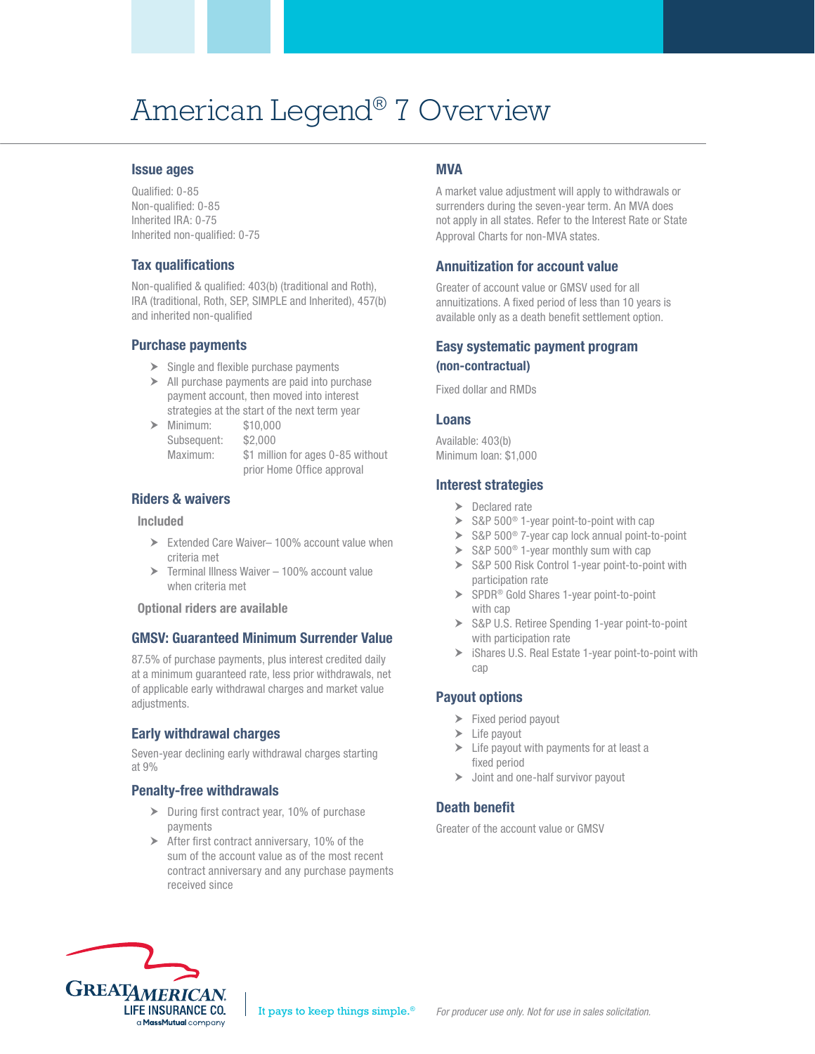# American Legend® 7 Overview

## Issue ages

Qualified: 0-85
Non-qualified: 0-85
Inherited IRA: 0-75
Inherited non-qualified: 0-75

## Tax qualifications

Non-qualified & qualified: 403(b) (traditional and Roth), IRA (traditional, Roth, SEP, SIMPLE and Inherited), 457(b) and inherited non-qualified

## Purchase payments

- Single and flexible purchase payments
- All purchase payments are paid into purchase payment account, then moved into interest strategies at the start of the next term year
- Minimum: $10,000
  Subsequent: $2,000
  Maximum: $1 million for ages 0-85 without prior Home Office approval

## Riders & waivers

### Included

- Extended Care Waiver– 100% account value when criteria met
- Terminal Illness Waiver – 100% account value when criteria met

### Optional riders are available

## GMSV: Guaranteed Minimum Surrender Value

87.5% of purchase payments, plus interest credited daily at a minimum guaranteed rate, less prior withdrawals, net of applicable early withdrawal charges and market value adjustments.

## Early withdrawal charges

Seven-year declining early withdrawal charges starting at 9%

## Penalty-free withdrawals

- During first contract year, 10% of purchase payments
- After first contract anniversary, 10% of the sum of the account value as of the most recent contract anniversary and any purchase payments received since

## MVA

A market value adjustment will apply to withdrawals or surrenders during the seven-year term. An MVA does not apply in all states. Refer to the Interest Rate or State Approval Charts for non-MVA states.

## Annuitization for account value

Greater of account value or GMSV used for all annuitizations. A fixed period of less than 10 years is available only as a death benefit settlement option.

## Easy systematic payment program (non-contractual)

Fixed dollar and RMDs

## Loans

Available: 403(b)
Minimum loan: $1,000

## Interest strategies

- Declared rate
- S&P 500® 1-year point-to-point with cap
- S&P 500® 7-year cap lock annual point-to-point
- S&P 500® 1-year monthly sum with cap
- S&P 500 Risk Control 1-year point-to-point with participation rate
- SPDR® Gold Shares 1-year point-to-point with cap
- S&P U.S. Retiree Spending 1-year point-to-point with participation rate
- iShares U.S. Real Estate 1-year point-to-point with cap

## Payout options

- Fixed period payout
- Life payout
- Life payout with payments for at least a fixed period
- Joint and one-half survivor payout

## Death benefit

Greater of the account value or GMSV

GREAT AMERICAN LIFE INSURANCE CO. a MassMutual company

It pays to keep things simple.®

*For producer use only. Not for use in sales solicitation.*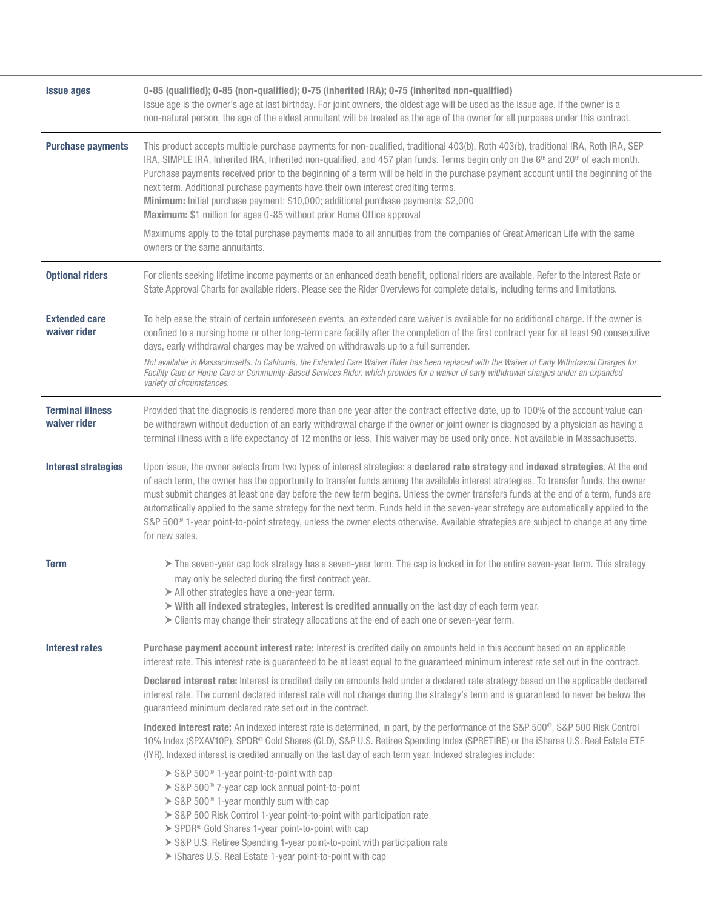| | |
|---|---|
| **Issue ages** | **0-85 (qualified); 0-85 (non-qualified); 0-75 (inherited IRA); 0-75 (inherited non-qualified)**<br>Issue age is the owner's age at last birthday. For joint owners, the oldest age will be used as the issue age. If the owner is a non-natural person, the age of the eldest annuitant will be treated as the age of the owner for all purposes under this contract. |
| **Purchase payments** | This product accepts multiple purchase payments for non-qualified, traditional 403(b), Roth 403(b), traditional IRA, Roth IRA, SEP IRA, SIMPLE IRA, Inherited IRA, Inherited non-qualified, and 457 plan funds. Terms begin only on the 6th and 20th of each month. Purchase payments received prior to the beginning of a term will be held in the purchase payment account until the beginning of the next term. Additional purchase payments have their own interest crediting terms.<br>**Minimum:** Initial purchase payment: $10,000; additional purchase payments: $2,000<br>**Maximum:** $1 million for ages 0-85 without prior Home Office approval<br><br>Maximums apply to the total purchase payments made to all annuities from the companies of Great American Life with the same owners or the same annuitants. |
| **Optional riders** | For clients seeking lifetime income payments or an enhanced death benefit, optional riders are available. Refer to the Interest Rate or State Approval Charts for available riders. Please see the Rider Overviews for complete details, including terms and limitations. |
| **Extended care waiver rider** | To help ease the strain of certain unforeseen events, an extended care waiver is available for no additional charge. If the owner is confined to a nursing home or other long-term care facility after the completion of the first contract year for at least 90 consecutive days, early withdrawal charges may be waived on withdrawals up to a full surrender.<br><br>*Not available in Massachusetts. In California, the Extended Care Waiver Rider has been replaced with the Waiver of Early Withdrawal Charges for Facility Care or Home Care or Community-Based Services Rider, which provides for a waiver of early withdrawal charges under an expanded variety of circumstances.* |
| **Terminal illness waiver rider** | Provided that the diagnosis is rendered more than one year after the contract effective date, up to 100% of the account value can be withdrawn without deduction of an early withdrawal charge if the owner or joint owner is diagnosed by a physician as having a terminal illness with a life expectancy of 12 months or less. This waiver may be used only once. Not available in Massachusetts. |
| **Interest strategies** | Upon issue, the owner selects from two types of interest strategies: a **declared rate strategy** and **indexed strategies**. At the end of each term, the owner has the opportunity to transfer funds among the available interest strategies. To transfer funds, the owner must submit changes at least one day before the new term begins. Unless the owner transfers funds at the end of a term, funds are automatically applied to the same strategy for the next term. Funds held in the seven-year strategy are automatically applied to the S&P 500® 1-year point-to-point strategy, unless the owner elects otherwise. Available strategies are subject to change at any time for new sales. |
| **Term** | ➤ The seven-year cap lock strategy has a seven-year term. The cap is locked in for the entire seven-year term. This strategy may only be selected during the first contract year.<br>➤ All other strategies have a one-year term.<br>➤ **With all indexed strategies, interest is credited annually** on the last day of each term year.<br>➤ Clients may change their strategy allocations at the end of each one or seven-year term. |
| **Interest rates** | **Purchase payment account interest rate:** Interest is credited daily on amounts held in this account based on an applicable interest rate. This interest rate is guaranteed to be at least equal to the guaranteed minimum interest rate set out in the contract.<br><br>**Declared interest rate:** Interest is credited daily on amounts held under a declared rate strategy based on the applicable declared interest rate. The current declared interest rate will not change during the strategy's term and is guaranteed to never be below the guaranteed minimum declared rate set out in the contract.<br><br>**Indexed interest rate:** An indexed interest rate is determined, in part, by the performance of the S&P 500®, S&P 500 Risk Control 10% Index (SPXAV10P), SPDR® Gold Shares (GLD), S&P U.S. Retiree Spending Index (SPRETIRE) or the iShares U.S. Real Estate ETF (IYR). Indexed interest is credited annually on the last day of each term year. Indexed strategies include:<br><br>➤ S&P 500® 1-year point-to-point with cap<br>➤ S&P 500® 7-year cap lock annual point-to-point<br>➤ S&P 500® 1-year monthly sum with cap<br>➤ S&P 500 Risk Control 1-year point-to-point with participation rate<br>➤ SPDR® Gold Shares 1-year point-to-point with cap<br>➤ S&P U.S. Retiree Spending 1-year point-to-point with participation rate<br>➤ iShares U.S. Real Estate 1-year point-to-point with cap |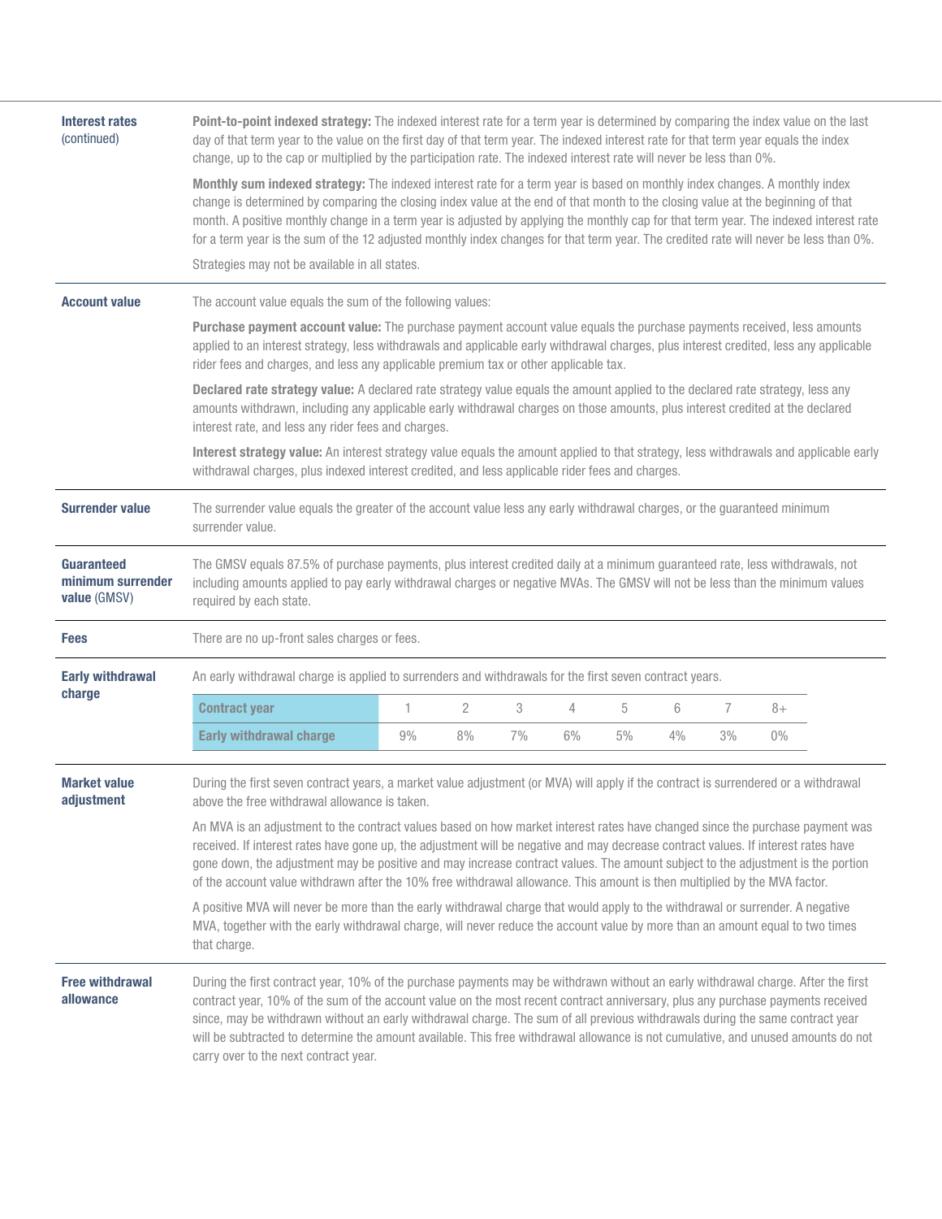**Interest rates** (continued)

**Point-to-point indexed strategy:** The indexed interest rate for a term year is determined by comparing the index value on the last day of that term year to the value on the first day of that term year. The indexed interest rate for that term year equals the index change, up to the cap or multiplied by the participation rate. The indexed interest rate will never be less than 0%.

**Monthly sum indexed strategy:** The indexed interest rate for a term year is based on monthly index changes. A monthly index change is determined by comparing the closing index value at the end of that month to the closing value at the beginning of that month. A positive monthly change in a term year is adjusted by applying the monthly cap for that term year. The indexed interest rate for a term year is the sum of the 12 adjusted monthly index changes for that term year. The credited rate will never be less than 0%.

Strategies may not be available in all states.

**Account value**

The account value equals the sum of the following values:

**Purchase payment account value:** The purchase payment account value equals the purchase payments received, less amounts applied to an interest strategy, less withdrawals and applicable early withdrawal charges, plus interest credited, less any applicable rider fees and charges, and less any applicable premium tax or other applicable tax.

**Declared rate strategy value:** A declared rate strategy value equals the amount applied to the declared rate strategy, less any amounts withdrawn, including any applicable early withdrawal charges on those amounts, plus interest credited at the declared interest rate, and less any rider fees and charges.

**Interest strategy value:** An interest strategy value equals the amount applied to that strategy, less withdrawals and applicable early withdrawal charges, plus indexed interest credited, and less applicable rider fees and charges.

**Surrender value**

The surrender value equals the greater of the account value less any early withdrawal charges, or the guaranteed minimum surrender value.

**Guaranteed minimum surrender value** (GMSV)

The GMSV equals 87.5% of purchase payments, plus interest credited daily at a minimum guaranteed rate, less withdrawals, not including amounts applied to pay early withdrawal charges or negative MVAs. The GMSV will not be less than the minimum values required by each state.

**Fees**

There are no up-front sales charges or fees.

**Early withdrawal charge**

An early withdrawal charge is applied to surrenders and withdrawals for the first seven contract years.

| Contract year | 1 | 2 | 3 | 4 | 5 | 6 | 7 | 8+ |
|---|---|---|---|---|---|---|---|---|
| Early withdrawal charge | 9% | 8% | 7% | 6% | 5% | 4% | 3% | 0% |

**Market value adjustment**

During the first seven contract years, a market value adjustment (or MVA) will apply if the contract is surrendered or a withdrawal above the free withdrawal allowance is taken.

An MVA is an adjustment to the contract values based on how market interest rates have changed since the purchase payment was received. If interest rates have gone up, the adjustment will be negative and may decrease contract values. If interest rates have gone down, the adjustment may be positive and may increase contract values. The amount subject to the adjustment is the portion of the account value withdrawn after the 10% free withdrawal allowance. This amount is then multiplied by the MVA factor.

A positive MVA will never be more than the early withdrawal charge that would apply to the withdrawal or surrender. A negative MVA, together with the early withdrawal charge, will never reduce the account value by more than an amount equal to two times that charge.

**Free withdrawal allowance**

During the first contract year, 10% of the purchase payments may be withdrawn without an early withdrawal charge. After the first contract year, 10% of the sum of the account value on the most recent contract anniversary, plus any purchase payments received since, may be withdrawn without an early withdrawal charge. The sum of all previous withdrawals during the same contract year will be subtracted to determine the amount available. This free withdrawal allowance is not cumulative, and unused amounts do not carry over to the next contract year.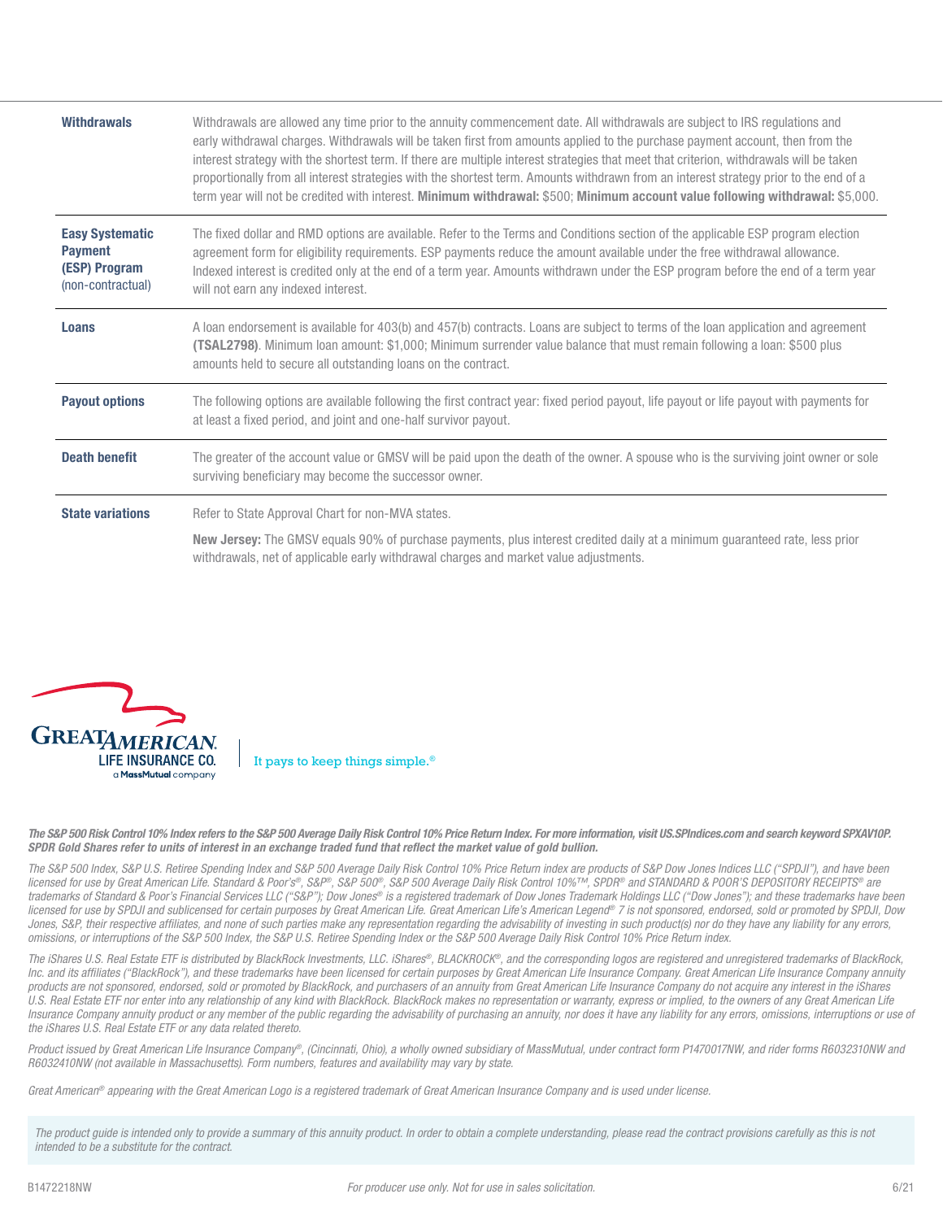| | |
|---|---|
| **Withdrawals** | Withdrawals are allowed any time prior to the annuity commencement date. All withdrawals are subject to IRS regulations and early withdrawal charges. Withdrawals will be taken first from amounts applied to the purchase payment account, then from the interest strategy with the shortest term. If there are multiple interest strategies that meet that criterion, withdrawals will be taken proportionally from all interest strategies with the shortest term. Amounts withdrawn from an interest strategy prior to the end of a term year will not be credited with interest. **Minimum withdrawal:** $500; **Minimum account value following withdrawal:** $5,000. |
| **Easy Systematic Payment (ESP) Program** (non-contractual) | The fixed dollar and RMD options are available. Refer to the Terms and Conditions section of the applicable ESP program election agreement form for eligibility requirements. ESP payments reduce the amount available under the free withdrawal allowance. Indexed interest is credited only at the end of a term year. Amounts withdrawn under the ESP program before the end of a term year will not earn any indexed interest. |
| **Loans** | A loan endorsement is available for 403(b) and 457(b) contracts. Loans are subject to terms of the loan application and agreement **(TSAL2798)**. Minimum loan amount: $1,000; Minimum surrender value balance that must remain following a loan: $500 plus amounts held to secure all outstanding loans on the contract. |
| **Payout options** | The following options are available following the first contract year: fixed period payout, life payout or life payout with payments for at least a fixed period, and joint and one-half survivor payout. |
| **Death benefit** | The greater of the account value or GMSV will be paid upon the death of the owner. A spouse who is the surviving joint owner or sole surviving beneficiary may become the successor owner. |
| **State variations** | Refer to State Approval Chart for non-MVA states. **New Jersey:** The GMSV equals 90% of purchase payments, plus interest credited daily at a minimum guaranteed rate, less prior withdrawals, net of applicable early withdrawal charges and market value adjustments. |

GREAT AMERICAN LIFE INSURANCE CO. a MassMutual company

It pays to keep things simple.®

***The S&P 500 Risk Control 10% Index refers to the S&P 500 Average Daily Risk Control 10% Price Return Index. For more information, visit US.SPIndices.com and search keyword SPXAV10P. SPDR Gold Shares refer to units of interest in an exchange traded fund that reflect the market value of gold bullion.***

*The S&P 500 Index, S&P U.S. Retiree Spending Index and S&P 500 Average Daily Risk Control 10% Price Return index are products of S&P Dow Jones Indices LLC ("SPDJI"), and have been licensed for use by Great American Life. Standard & Poor's®, S&P®, S&P 500®, S&P 500 Average Daily Risk Control 10%™, SPDR® and STANDARD & POOR'S DEPOSITORY RECEIPTS® are trademarks of Standard & Poor's Financial Services LLC ("S&P"); Dow Jones® is a registered trademark of Dow Jones Trademark Holdings LLC ("Dow Jones"); and these trademarks have been licensed for use by SPDJI and sublicensed for certain purposes by Great American Life. Great American Life's American Legend® 7 is not sponsored, endorsed, sold or promoted by SPDJI, Dow Jones, S&P, their respective affiliates, and none of such parties make any representation regarding the advisability of investing in such product(s) nor do they have any liability for any errors, omissions, or interruptions of the S&P 500 Index, the S&P U.S. Retiree Spending Index or the S&P 500 Average Daily Risk Control 10% Price Return index.*

*The iShares U.S. Real Estate ETF is distributed by BlackRock Investments, LLC. iShares®, BLACKROCK®, and the corresponding logos are registered and unregistered trademarks of BlackRock, Inc. and its affiliates ("BlackRock"), and these trademarks have been licensed for certain purposes by Great American Life Insurance Company. Great American Life Insurance Company annuity products are not sponsored, endorsed, sold or promoted by BlackRock, and purchasers of an annuity from Great American Life Insurance Company do not acquire any interest in the iShares U.S. Real Estate ETF nor enter into any relationship of any kind with BlackRock. BlackRock makes no representation or warranty, express or implied, to the owners of any Great American Life Insurance Company annuity product or any member of the public regarding the advisability of purchasing an annuity, nor does it have any liability for any errors, omissions, interruptions or use of the iShares U.S. Real Estate ETF or any data related thereto.*

*Product issued by Great American Life Insurance Company®, (Cincinnati, Ohio), a wholly owned subsidiary of MassMutual, under contract form P1470017NW, and rider forms R6032310NW and R6032410NW (not available in Massachusetts). Form numbers, features and availability may vary by state.*

*Great American® appearing with the Great American Logo is a registered trademark of Great American Insurance Company and is used under license.*

*The product guide is intended only to provide a summary of this annuity product. In order to obtain a complete understanding, please read the contract provisions carefully as this is not intended to be a substitute for the contract.*

B1472218NW *For producer use only. Not for use in sales solicitation.* 6/21